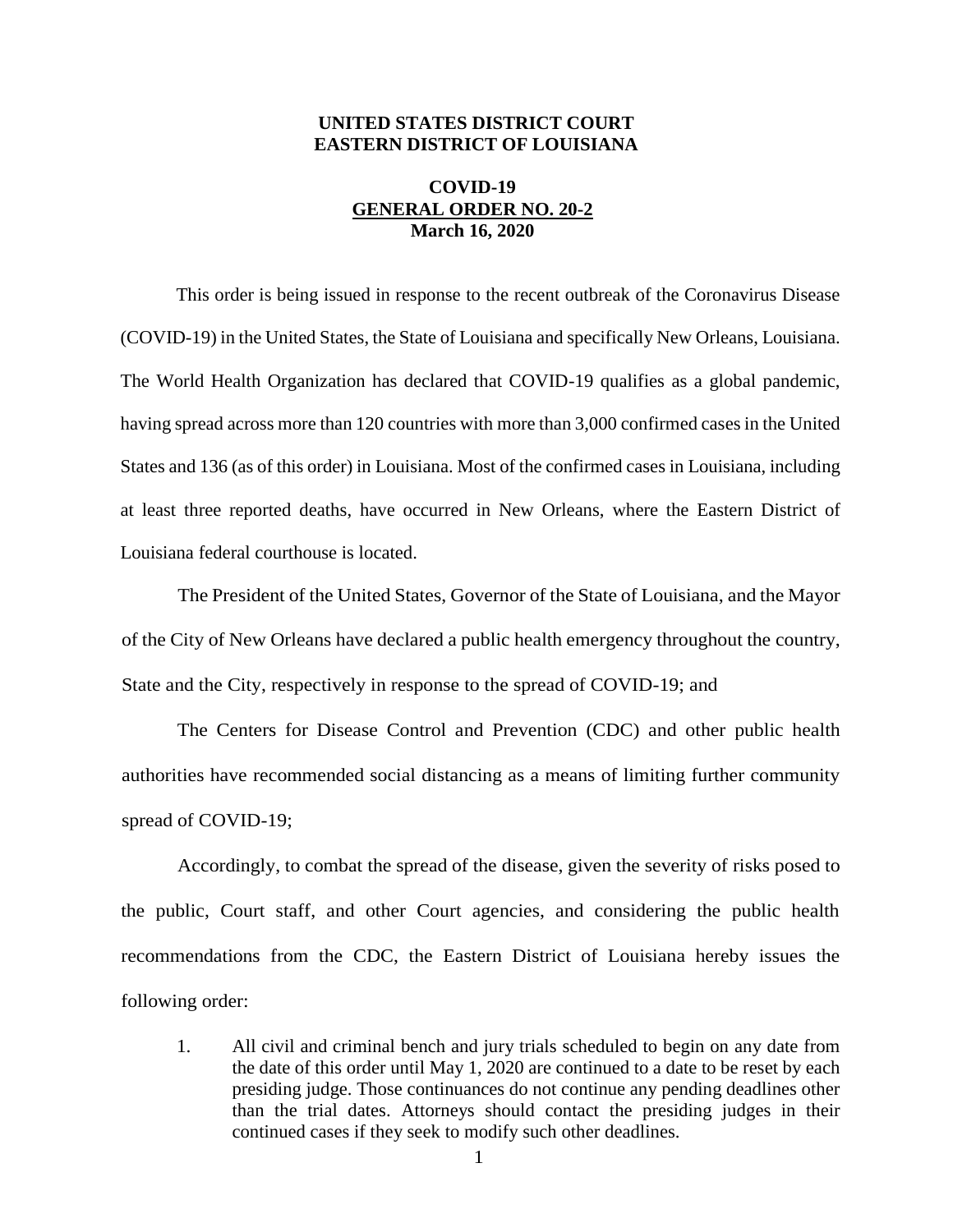**UNITED STATES DISTRICT COURT**
**EASTERN DISTRICT OF LOUISIANA**

**COVID-19**
**GENERAL ORDER NO. 20-2**
**March 16, 2020**

This order is being issued in response to the recent outbreak of the Coronavirus Disease (COVID-19) in the United States, the State of Louisiana and specifically New Orleans, Louisiana. The World Health Organization has declared that COVID-19 qualifies as a global pandemic, having spread across more than 120 countries with more than 3,000 confirmed cases in the United States and 136 (as of this order) in Louisiana. Most of the confirmed cases in Louisiana, including at least three reported deaths, have occurred in New Orleans, where the Eastern District of Louisiana federal courthouse is located.

The President of the United States, Governor of the State of Louisiana, and the Mayor of the City of New Orleans have declared a public health emergency throughout the country, State and the City, respectively in response to the spread of COVID-19; and

The Centers for Disease Control and Prevention (CDC) and other public health authorities have recommended social distancing as a means of limiting further community spread of COVID-19;

Accordingly, to combat the spread of the disease, given the severity of risks posed to the public, Court staff, and other Court agencies, and considering the public health recommendations from the CDC, the Eastern District of Louisiana hereby issues the following order:

1. All civil and criminal bench and jury trials scheduled to begin on any date from the date of this order until May 1, 2020 are continued to a date to be reset by each presiding judge. Those continuances do not continue any pending deadlines other than the trial dates. Attorneys should contact the presiding judges in their continued cases if they seek to modify such other deadlines.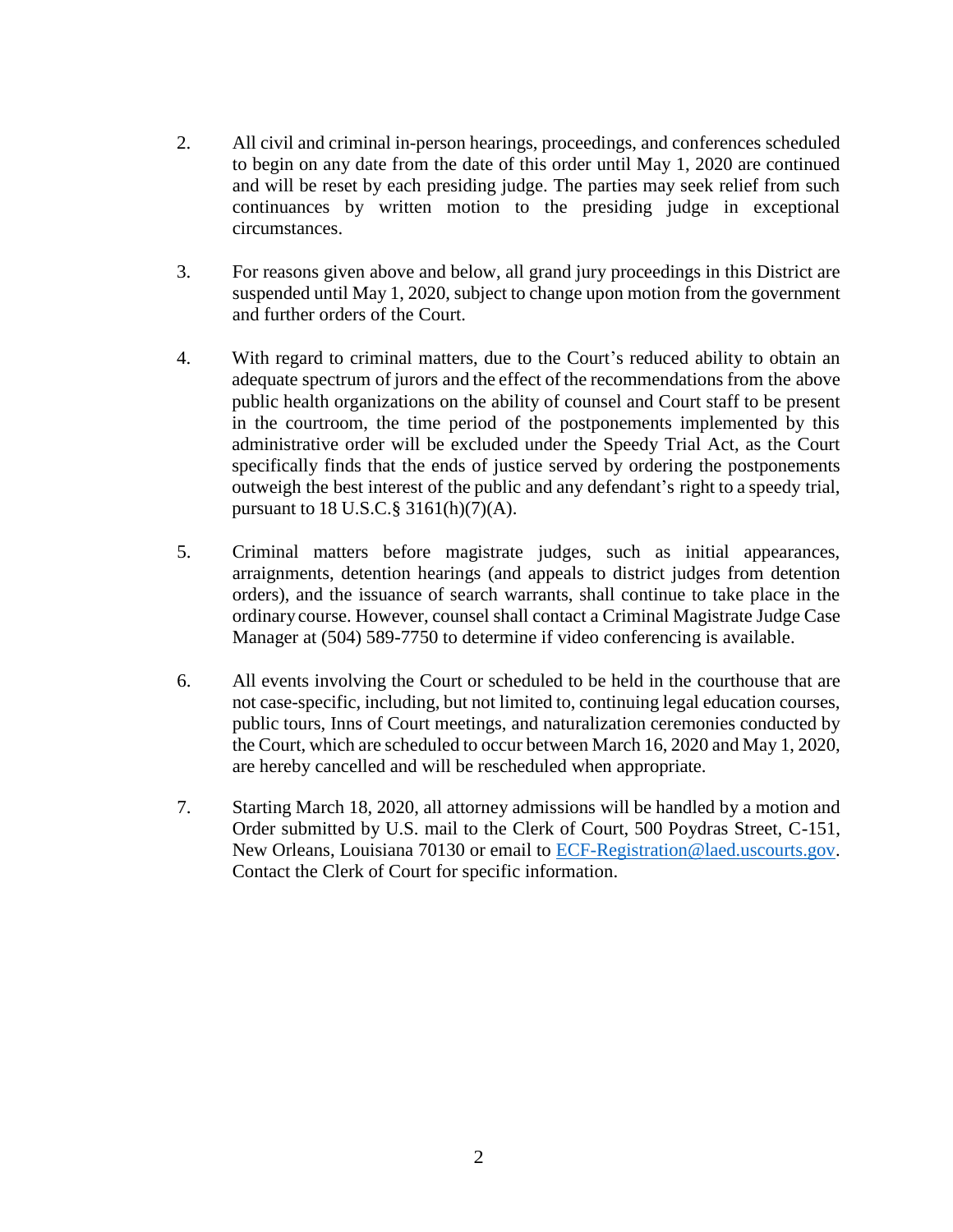2. All civil and criminal in-person hearings, proceedings, and conferences scheduled to begin on any date from the date of this order until May 1, 2020 are continued and will be reset by each presiding judge. The parties may seek relief from such continuances by written motion to the presiding judge in exceptional circumstances.

3. For reasons given above and below, all grand jury proceedings in this District are suspended until May 1, 2020, subject to change upon motion from the government and further orders of the Court.

4. With regard to criminal matters, due to the Court's reduced ability to obtain an adequate spectrum of jurors and the effect of the recommendations from the above public health organizations on the ability of counsel and Court staff to be present in the courtroom, the time period of the postponements implemented by this administrative order will be excluded under the Speedy Trial Act, as the Court specifically finds that the ends of justice served by ordering the postponements outweigh the best interest of the public and any defendant's right to a speedy trial, pursuant to 18 U.S.C.§ 3161(h)(7)(A).

5. Criminal matters before magistrate judges, such as initial appearances, arraignments, detention hearings (and appeals to district judges from detention orders), and the issuance of search warrants, shall continue to take place in the ordinary course. However, counsel shall contact a Criminal Magistrate Judge Case Manager at (504) 589-7750 to determine if video conferencing is available.

6. All events involving the Court or scheduled to be held in the courthouse that are not case-specific, including, but not limited to, continuing legal education courses, public tours, Inns of Court meetings, and naturalization ceremonies conducted by the Court, which are scheduled to occur between March 16, 2020 and May 1, 2020, are hereby cancelled and will be rescheduled when appropriate.

7. Starting March 18, 2020, all attorney admissions will be handled by a motion and Order submitted by U.S. mail to the Clerk of Court, 500 Poydras Street, C-151, New Orleans, Louisiana 70130 or email to [ECF-Registration@laed.uscourts.gov](mailto:ECF-Registration@laed.uscourts.gov). Contact the Clerk of Court for specific information.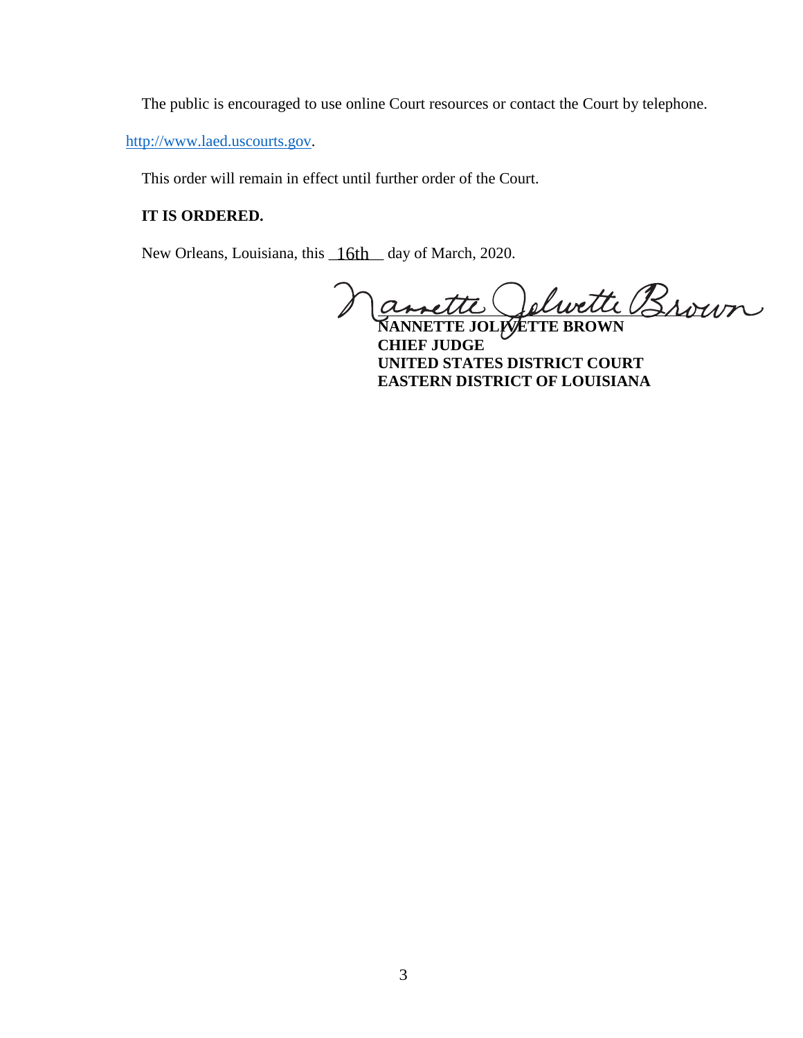The public is encouraged to use online Court resources or contact the Court by telephone.

http://www.laed.uscourts.gov.

This order will remain in effect until further order of the Court.

**IT IS ORDERED.**

New Orleans, Louisiana, this 16th day of March, 2020.

**NANNETTE JOLIVETTE BROWN**
**CHIEF JUDGE**
**UNITED STATES DISTRICT COURT**
**EASTERN DISTRICT OF LOUISIANA**